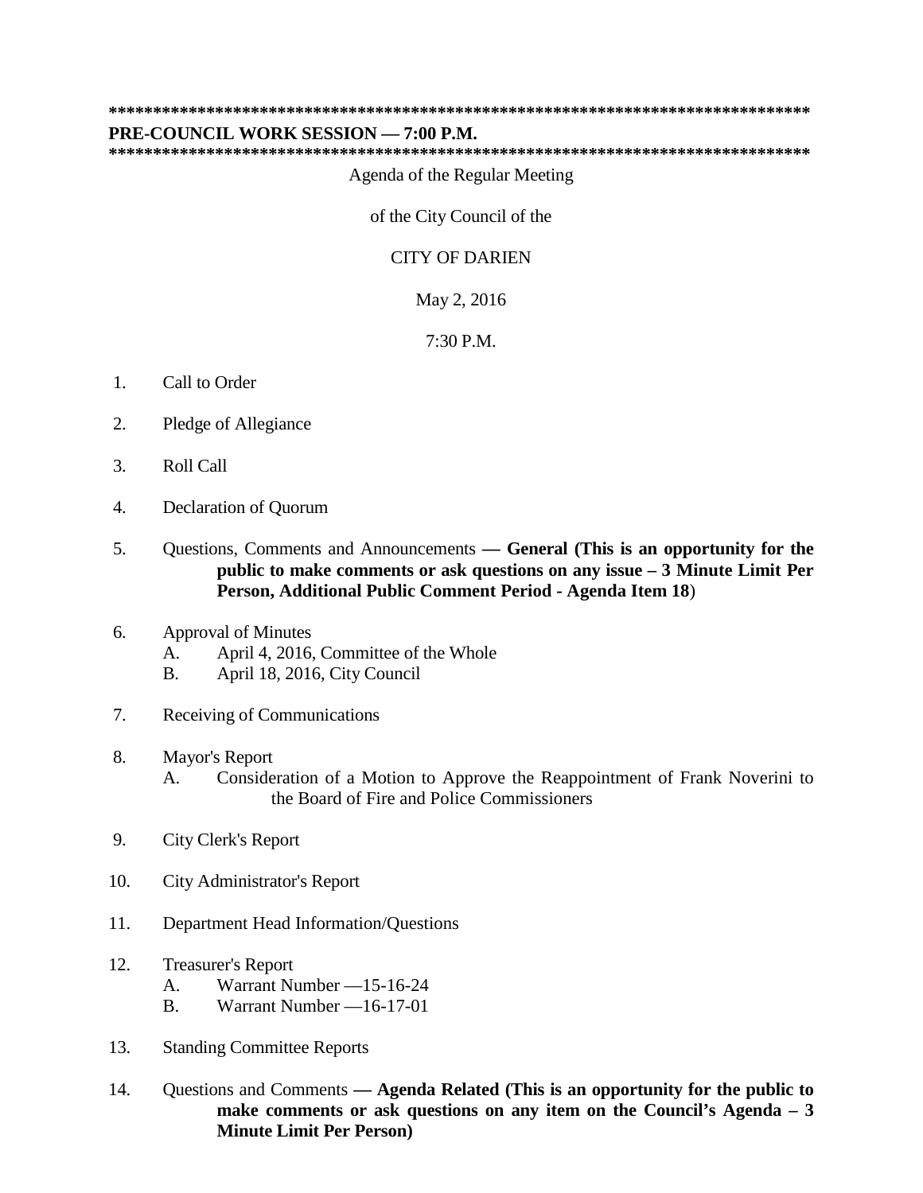*********************************************************************************

**PRE-COUNCIL WORK SESSION — 7:00 P.M.**

*********************************************************************************

Agenda of the Regular Meeting

of the City Council of the

CITY OF DARIEN

May 2, 2016

7:30 P.M.

1. Call to Order

2. Pledge of Allegiance

3. Roll Call

4. Declaration of Quorum

5. Questions, Comments and Announcements **— General (This is an opportunity for the public to make comments or ask questions on any issue – 3 Minute Limit Per Person, Additional Public Comment Period - Agenda Item 18**)

6. Approval of Minutes
   - A. April 4, 2016, Committee of the Whole
   - B. April 18, 2016, City Council

7. Receiving of Communications

8. Mayor's Report
   - A. Consideration of a Motion to Approve the Reappointment of Frank Noverini to the Board of Fire and Police Commissioners

9. City Clerk's Report

10. City Administrator's Report

11. Department Head Information/Questions

12. Treasurer's Report
    - A. Warrant Number —15-16-24
    - B. Warrant Number —16-17-01

13. Standing Committee Reports

14. Questions and Comments **— Agenda Related (This is an opportunity for the public to make comments or ask questions on any item on the Council's Agenda – 3 Minute Limit Per Person)**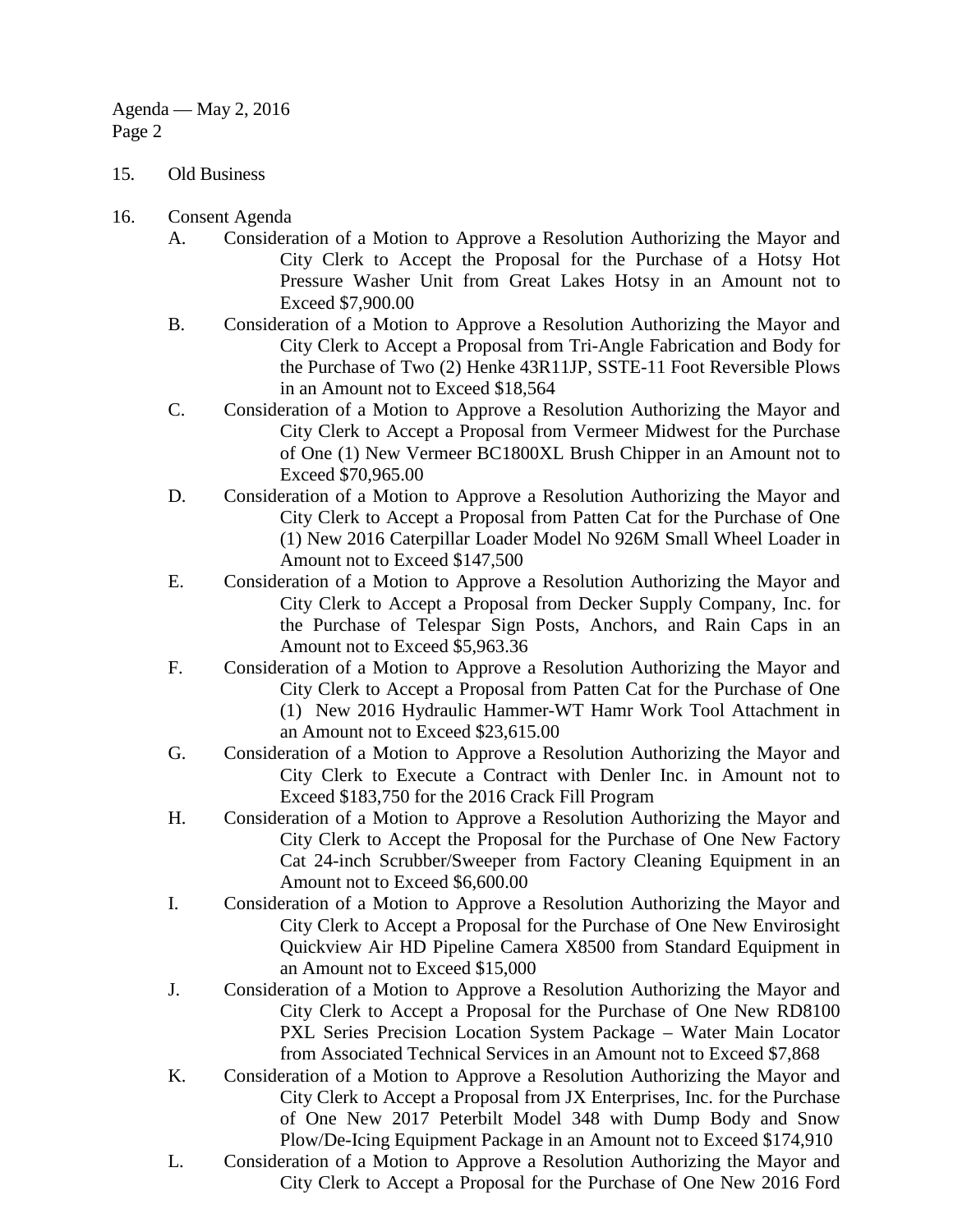15. Old Business

16. Consent Agenda
    A. Consideration of a Motion to Approve a Resolution Authorizing the Mayor and City Clerk to Accept the Proposal for the Purchase of a Hotsy Hot Pressure Washer Unit from Great Lakes Hotsy in an Amount not to Exceed $7,900.00
    B. Consideration of a Motion to Approve a Resolution Authorizing the Mayor and City Clerk to Accept a Proposal from Tri-Angle Fabrication and Body for the Purchase of Two (2) Henke 43R11JP, SSTE-11 Foot Reversible Plows in an Amount not to Exceed $18,564
    C. Consideration of a Motion to Approve a Resolution Authorizing the Mayor and City Clerk to Accept a Proposal from Vermeer Midwest for the Purchase of One (1) New Vermeer BC1800XL Brush Chipper in an Amount not to Exceed $70,965.00
    D. Consideration of a Motion to Approve a Resolution Authorizing the Mayor and City Clerk to Accept a Proposal from Patten Cat for the Purchase of One (1) New 2016 Caterpillar Loader Model No 926M Small Wheel Loader in Amount not to Exceed $147,500
    E. Consideration of a Motion to Approve a Resolution Authorizing the Mayor and City Clerk to Accept a Proposal from Decker Supply Company, Inc. for the Purchase of Telespar Sign Posts, Anchors, and Rain Caps in an Amount not to Exceed $5,963.36
    F. Consideration of a Motion to Approve a Resolution Authorizing the Mayor and City Clerk to Accept a Proposal from Patten Cat for the Purchase of One (1) New 2016 Hydraulic Hammer-WT Hamr Work Tool Attachment in an Amount not to Exceed $23,615.00
    G. Consideration of a Motion to Approve a Resolution Authorizing the Mayor and City Clerk to Execute a Contract with Denler Inc. in Amount not to Exceed $183,750 for the 2016 Crack Fill Program
    H. Consideration of a Motion to Approve a Resolution Authorizing the Mayor and City Clerk to Accept the Proposal for the Purchase of One New Factory Cat 24-inch Scrubber/Sweeper from Factory Cleaning Equipment in an Amount not to Exceed $6,600.00
    I. Consideration of a Motion to Approve a Resolution Authorizing the Mayor and City Clerk to Accept a Proposal for the Purchase of One New Envirosight Quickview Air HD Pipeline Camera X8500 from Standard Equipment in an Amount not to Exceed $15,000
    J. Consideration of a Motion to Approve a Resolution Authorizing the Mayor and City Clerk to Accept a Proposal for the Purchase of One New RD8100 PXL Series Precision Location System Package – Water Main Locator from Associated Technical Services in an Amount not to Exceed $7,868
    K. Consideration of a Motion to Approve a Resolution Authorizing the Mayor and City Clerk to Accept a Proposal from JX Enterprises, Inc. for the Purchase of One New 2017 Peterbilt Model 348 with Dump Body and Snow Plow/De-Icing Equipment Package in an Amount not to Exceed $174,910
    L. Consideration of a Motion to Approve a Resolution Authorizing the Mayor and City Clerk to Accept a Proposal for the Purchase of One New 2016 Ford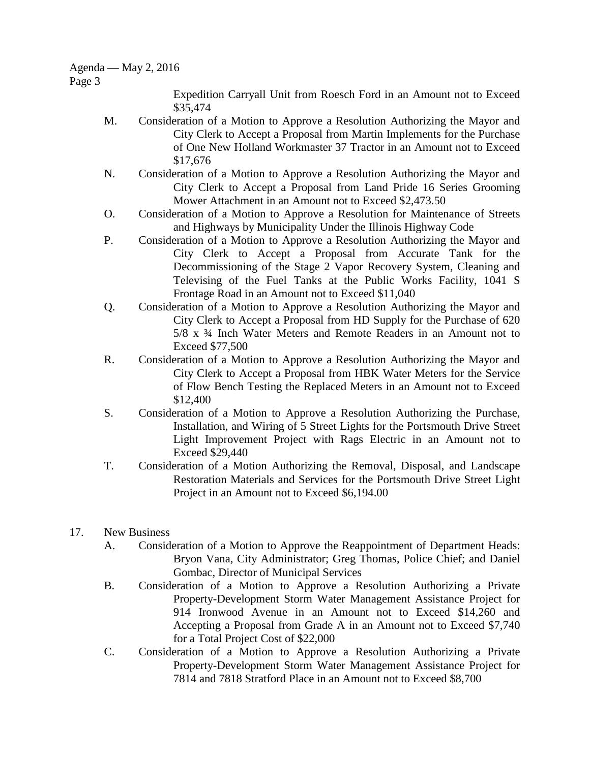Expedition Carryall Unit from Roesch Ford in an Amount not to Exceed $35,474

M. Consideration of a Motion to Approve a Resolution Authorizing the Mayor and City Clerk to Accept a Proposal from Martin Implements for the Purchase of One New Holland Workmaster 37 Tractor in an Amount not to Exceed $17,676

N. Consideration of a Motion to Approve a Resolution Authorizing the Mayor and City Clerk to Accept a Proposal from Land Pride 16 Series Grooming Mower Attachment in an Amount not to Exceed $2,473.50

O. Consideration of a Motion to Approve a Resolution for Maintenance of Streets and Highways by Municipality Under the Illinois Highway Code

P. Consideration of a Motion to Approve a Resolution Authorizing the Mayor and City Clerk to Accept a Proposal from Accurate Tank for the Decommissioning of the Stage 2 Vapor Recovery System, Cleaning and Televising of the Fuel Tanks at the Public Works Facility, 1041 S Frontage Road in an Amount not to Exceed $11,040

Q. Consideration of a Motion to Approve a Resolution Authorizing the Mayor and City Clerk to Accept a Proposal from HD Supply for the Purchase of 620 5/8 x ¾ Inch Water Meters and Remote Readers in an Amount not to Exceed $77,500

R. Consideration of a Motion to Approve a Resolution Authorizing the Mayor and City Clerk to Accept a Proposal from HBK Water Meters for the Service of Flow Bench Testing the Replaced Meters in an Amount not to Exceed $12,400

S. Consideration of a Motion to Approve a Resolution Authorizing the Purchase, Installation, and Wiring of 5 Street Lights for the Portsmouth Drive Street Light Improvement Project with Rags Electric in an Amount not to Exceed $29,440

T. Consideration of a Motion Authorizing the Removal, Disposal, and Landscape Restoration Materials and Services for the Portsmouth Drive Street Light Project in an Amount not to Exceed $6,194.00

17. New Business

A. Consideration of a Motion to Approve the Reappointment of Department Heads: Bryon Vana, City Administrator; Greg Thomas, Police Chief; and Daniel Gombac, Director of Municipal Services

B. Consideration of a Motion to Approve a Resolution Authorizing a Private Property-Development Storm Water Management Assistance Project for 914 Ironwood Avenue in an Amount not to Exceed $14,260 and Accepting a Proposal from Grade A in an Amount not to Exceed $7,740 for a Total Project Cost of $22,000

C. Consideration of a Motion to Approve a Resolution Authorizing a Private Property-Development Storm Water Management Assistance Project for 7814 and 7818 Stratford Place in an Amount not to Exceed $8,700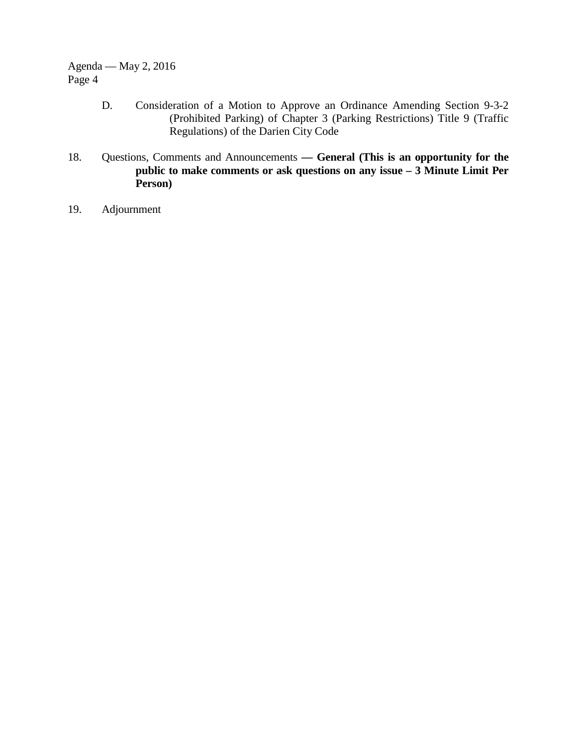D. Consideration of a Motion to Approve an Ordinance Amending Section 9-3-2 (Prohibited Parking) of Chapter 3 (Parking Restrictions) Title 9 (Traffic Regulations) of the Darien City Code

18. Questions, Comments and Announcements **— General (This is an opportunity for the public to make comments or ask questions on any issue – 3 Minute Limit Per Person)**

19. Adjournment